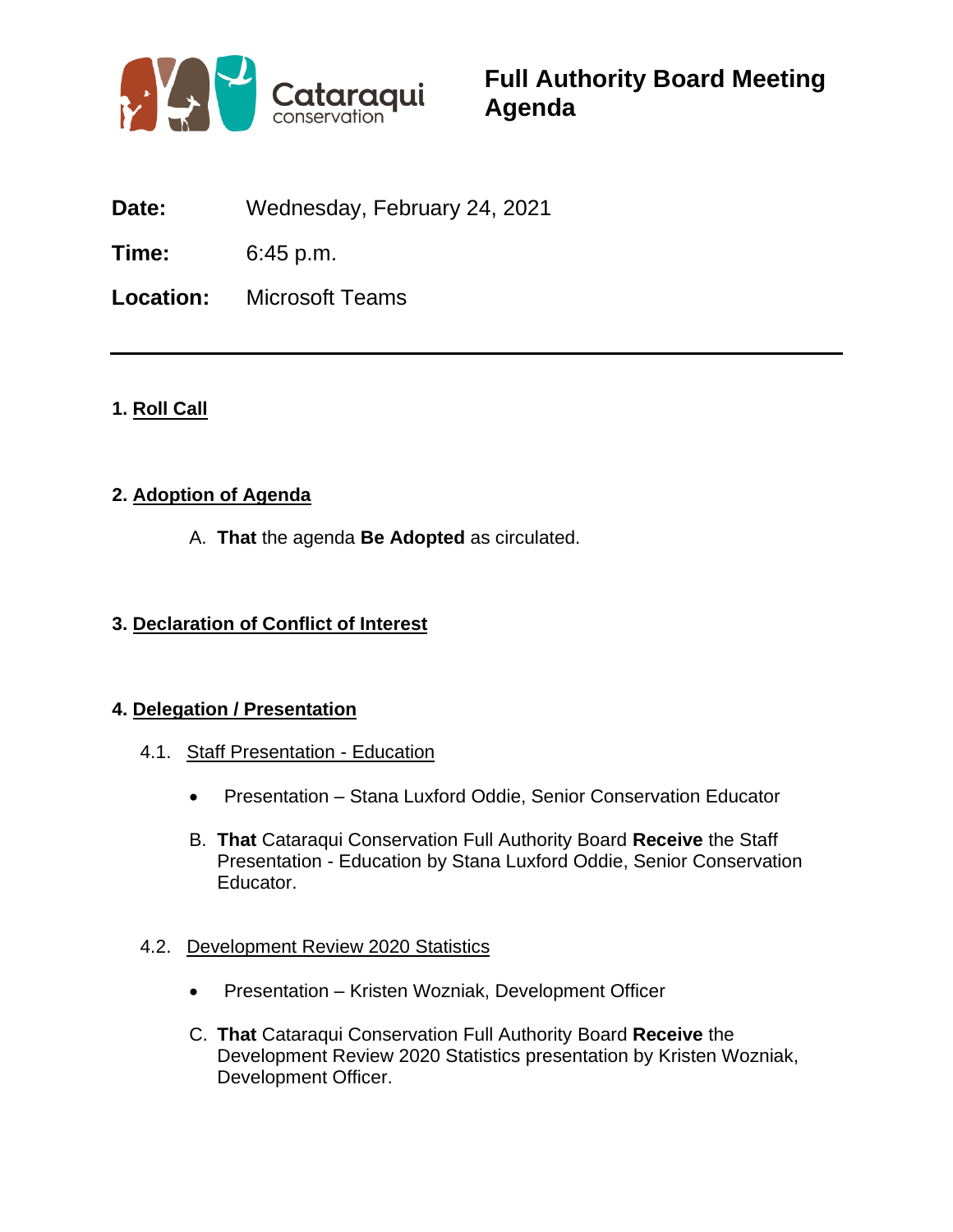# Full Authority Board Meeting Agenda

**Date:** Wednesday, February 24, 2021

**Time:** 6:45 p.m.

**Location:** Microsoft Teams

---

## 1. Roll Call

## 2. Adoption of Agenda

A. **That** the agenda **Be Adopted** as circulated.

## 3. Declaration of Conflict of Interest

## 4. Delegation / Presentation

### 4.1. Staff Presentation - Education

- Presentation – Stana Luxford Oddie, Senior Conservation Educator

B. **That** Cataraqui Conservation Full Authority Board **Receive** the Staff Presentation - Education by Stana Luxford Oddie, Senior Conservation Educator.

### 4.2. Development Review 2020 Statistics

- Presentation – Kristen Wozniak, Development Officer

C. **That** Cataraqui Conservation Full Authority Board **Receive** the Development Review 2020 Statistics presentation by Kristen Wozniak, Development Officer.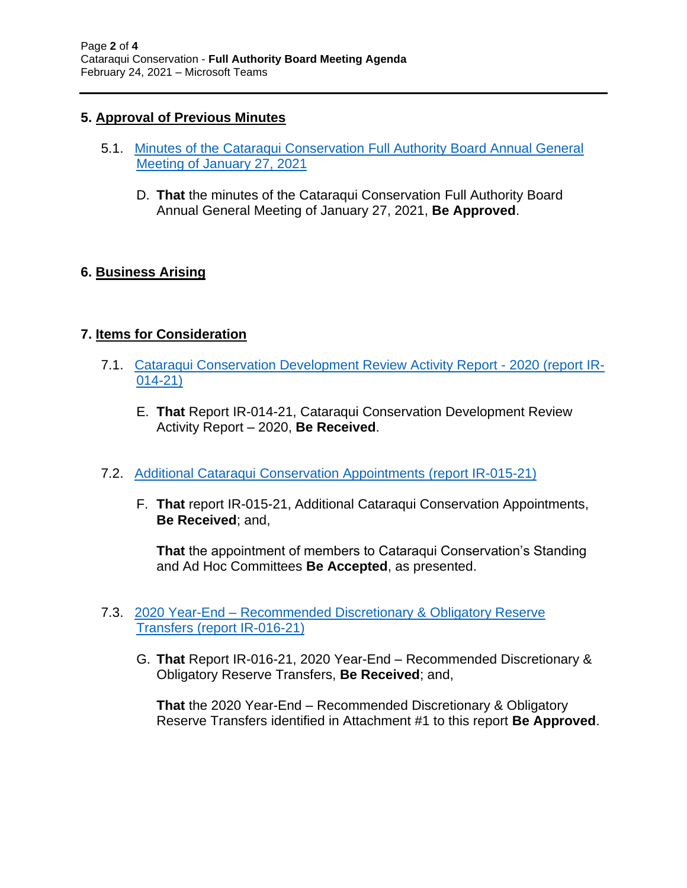## 5. Approval of Previous Minutes

5.1. Minutes of the Cataraqui Conservation Full Authority Board Annual General Meeting of January 27, 2021

D. **That** the minutes of the Cataraqui Conservation Full Authority Board Annual General Meeting of January 27, 2021, **Be Approved**.

## 6. Business Arising

## 7. Items for Consideration

7.1. Cataraqui Conservation Development Review Activity Report - 2020 (report IR-014-21)

E. **That** Report IR-014-21, Cataraqui Conservation Development Review Activity Report – 2020, **Be Received**.

7.2. Additional Cataraqui Conservation Appointments (report IR-015-21)

F. **That** report IR-015-21, Additional Cataraqui Conservation Appointments, **Be Received**; and,

**That** the appointment of members to Cataraqui Conservation's Standing and Ad Hoc Committees **Be Accepted**, as presented.

7.3. 2020 Year-End – Recommended Discretionary & Obligatory Reserve Transfers (report IR-016-21)

G. **That** Report IR-016-21, 2020 Year-End – Recommended Discretionary & Obligatory Reserve Transfers, **Be Received**; and,

**That** the 2020 Year-End – Recommended Discretionary & Obligatory Reserve Transfers identified in Attachment #1 to this report **Be Approved**.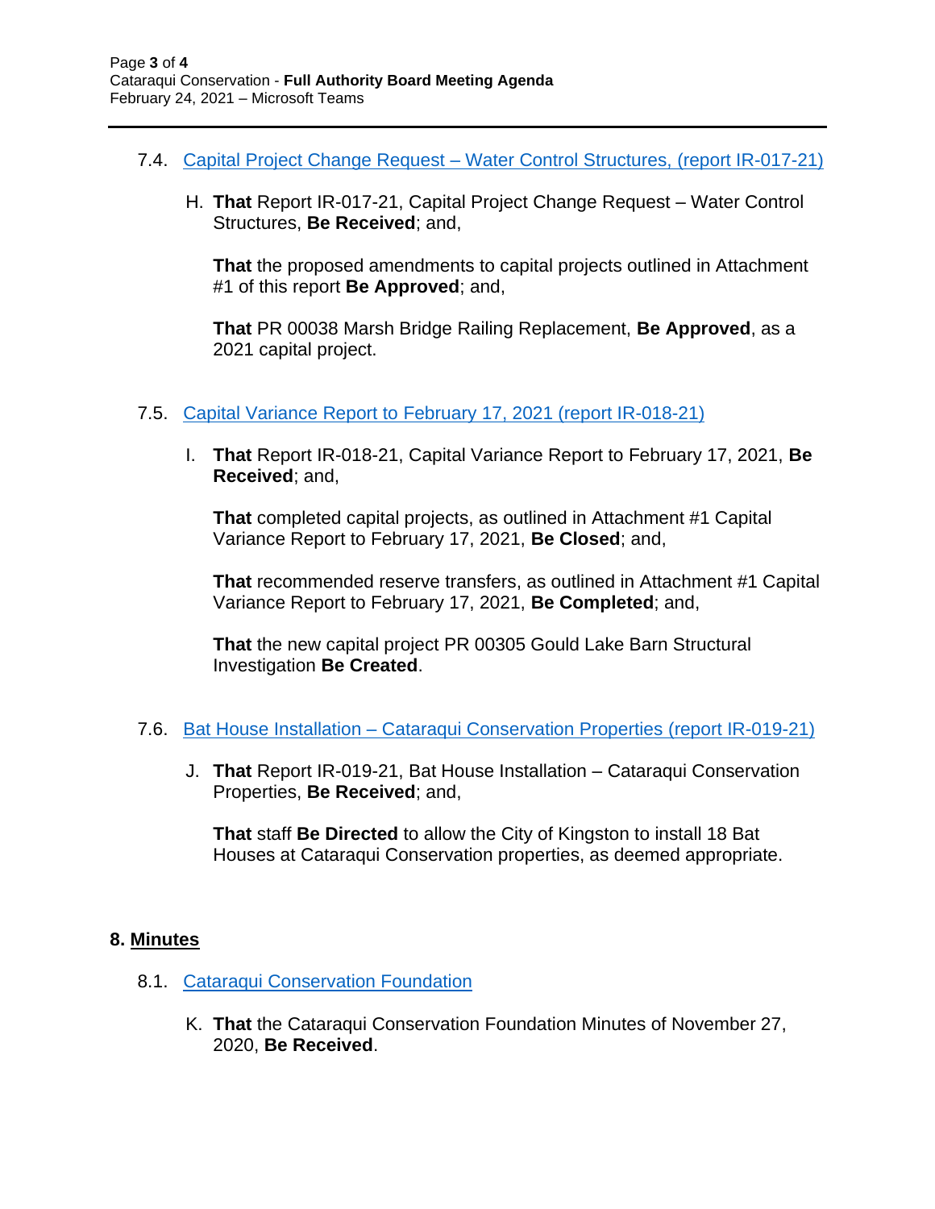7.4. Capital Project Change Request – Water Control Structures, (report IR-017-21)

H. **That** Report IR-017-21, Capital Project Change Request – Water Control Structures, **Be Received**; and,

**That** the proposed amendments to capital projects outlined in Attachment #1 of this report **Be Approved**; and,

**That** PR 00038 Marsh Bridge Railing Replacement, **Be Approved**, as a 2021 capital project.

7.5. Capital Variance Report to February 17, 2021 (report IR-018-21)

I. **That** Report IR-018-21, Capital Variance Report to February 17, 2021, **Be Received**; and,

**That** completed capital projects, as outlined in Attachment #1 Capital Variance Report to February 17, 2021, **Be Closed**; and,

**That** recommended reserve transfers, as outlined in Attachment #1 Capital Variance Report to February 17, 2021, **Be Completed**; and,

**That** the new capital project PR 00305 Gould Lake Barn Structural Investigation **Be Created**.

7.6. Bat House Installation – Cataraqui Conservation Properties (report IR-019-21)

J. **That** Report IR-019-21, Bat House Installation – Cataraqui Conservation Properties, **Be Received**; and,

**That** staff **Be Directed** to allow the City of Kingston to install 18 Bat Houses at Cataraqui Conservation properties, as deemed appropriate.

## 8. Minutes

8.1. Cataraqui Conservation Foundation

K. **That** the Cataraqui Conservation Foundation Minutes of November 27, 2020, **Be Received**.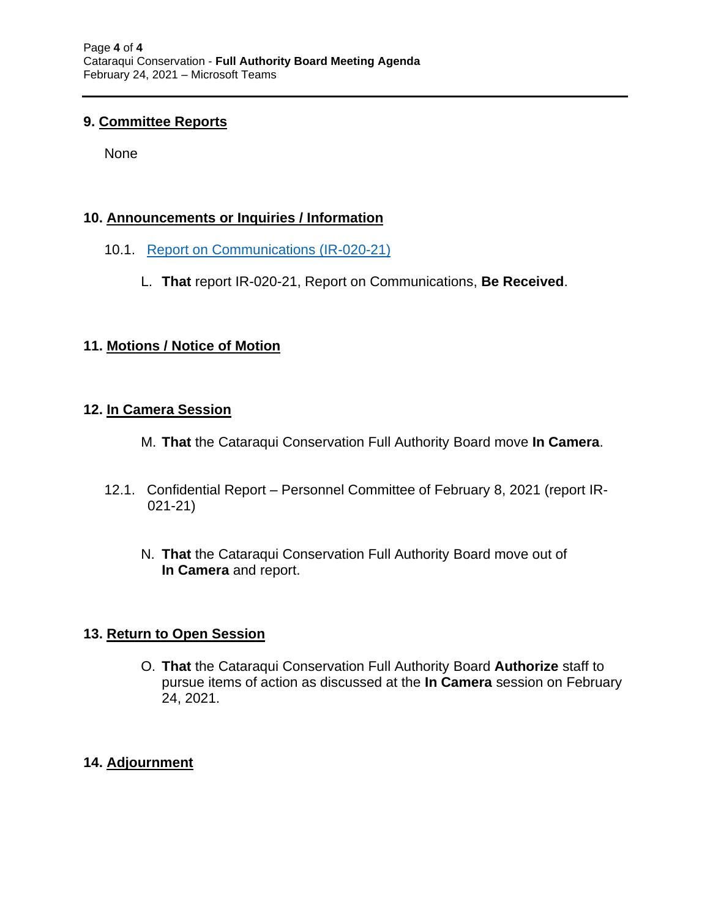## 9. Committee Reports

None

## 10. Announcements or Inquiries / Information

10.1. Report on Communications (IR-020-21)

L. **That** report IR-020-21, Report on Communications, **Be Received**.

## 11. Motions / Notice of Motion

## 12. In Camera Session

M. **That** the Cataraqui Conservation Full Authority Board move **In Camera**.

12.1. Confidential Report – Personnel Committee of February 8, 2021 (report IR-021-21)

N. **That** the Cataraqui Conservation Full Authority Board move out of **In Camera** and report.

## 13. Return to Open Session

O. **That** the Cataraqui Conservation Full Authority Board **Authorize** staff to pursue items of action as discussed at the **In Camera** session on February 24, 2021.

## 14. Adjournment